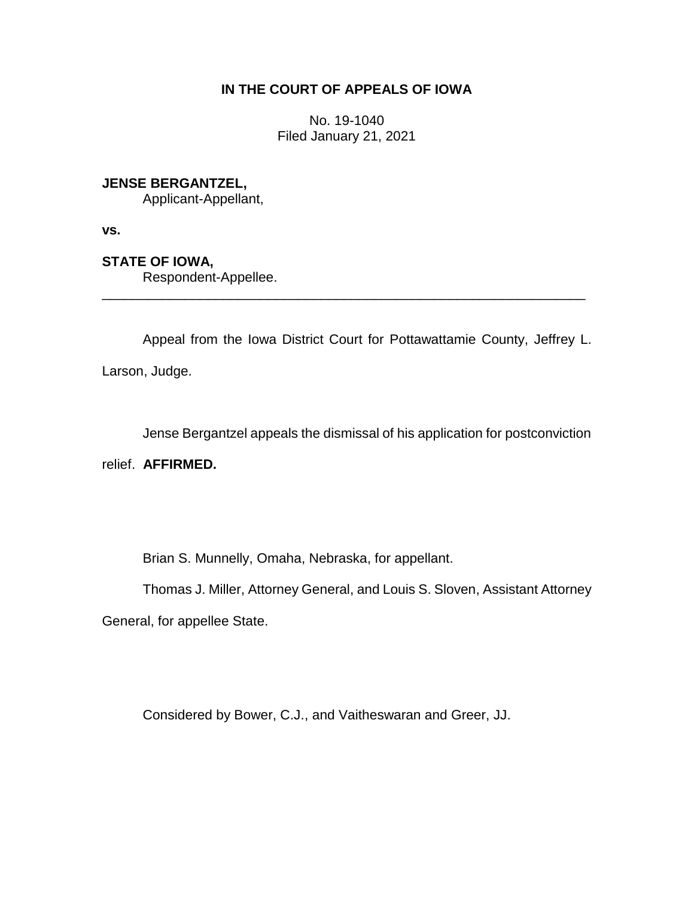# IN THE COURT OF APPEALS OF IOWA

No. 19-1040
Filed January 21, 2021

**JENSE BERGANTZEL,**
Applicant-Appellant,

**vs.**

**STATE OF IOWA,**
Respondent-Appellee.

---

Appeal from the Iowa District Court for Pottawattamie County, Jeffrey L. Larson, Judge.

Jense Bergantzel appeals the dismissal of his application for postconviction relief. **AFFIRMED.**

Brian S. Munnelly, Omaha, Nebraska, for appellant.

Thomas J. Miller, Attorney General, and Louis S. Sloven, Assistant Attorney General, for appellee State.

Considered by Bower, C.J., and Vaitheswaran and Greer, JJ.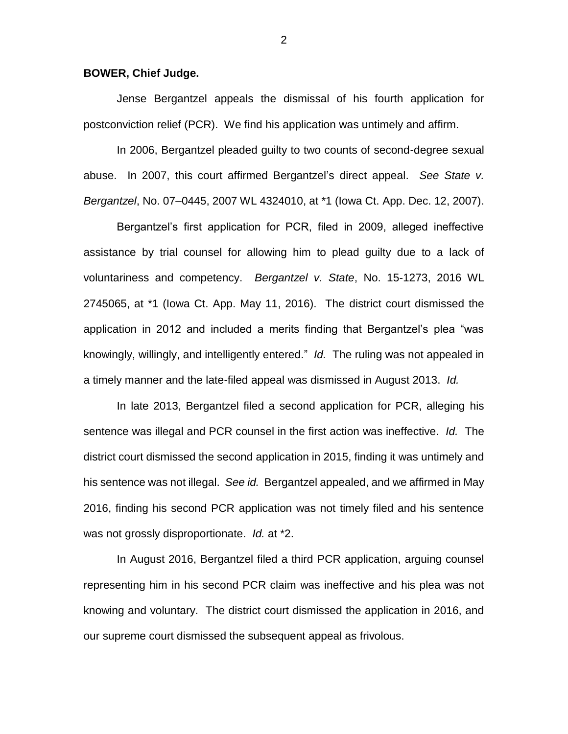**BOWER, Chief Judge.**

Jense Bergantzel appeals the dismissal of his fourth application for postconviction relief (PCR). We find his application was untimely and affirm.

In 2006, Bergantzel pleaded guilty to two counts of second-degree sexual abuse. In 2007, this court affirmed Bergantzel's direct appeal. *See State v. Bergantzel*, No. 07–0445, 2007 WL 4324010, at *1 (Iowa Ct. App. Dec. 12, 2007).

Bergantzel's first application for PCR, filed in 2009, alleged ineffective assistance by trial counsel for allowing him to plead guilty due to a lack of voluntariness and competency. *Bergantzel v. State*, No. 15-1273, 2016 WL 2745065, at *1 (Iowa Ct. App. May 11, 2016). The district court dismissed the application in 2012 and included a merits finding that Bergantzel's plea "was knowingly, willingly, and intelligently entered." *Id.* The ruling was not appealed in a timely manner and the late-filed appeal was dismissed in August 2013. *Id.*

In late 2013, Bergantzel filed a second application for PCR, alleging his sentence was illegal and PCR counsel in the first action was ineffective. *Id.* The district court dismissed the second application in 2015, finding it was untimely and his sentence was not illegal. *See id.* Bergantzel appealed, and we affirmed in May 2016, finding his second PCR application was not timely filed and his sentence was not grossly disproportionate. *Id.* at *2.

In August 2016, Bergantzel filed a third PCR application, arguing counsel representing him in his second PCR claim was ineffective and his plea was not knowing and voluntary. The district court dismissed the application in 2016, and our supreme court dismissed the subsequent appeal as frivolous.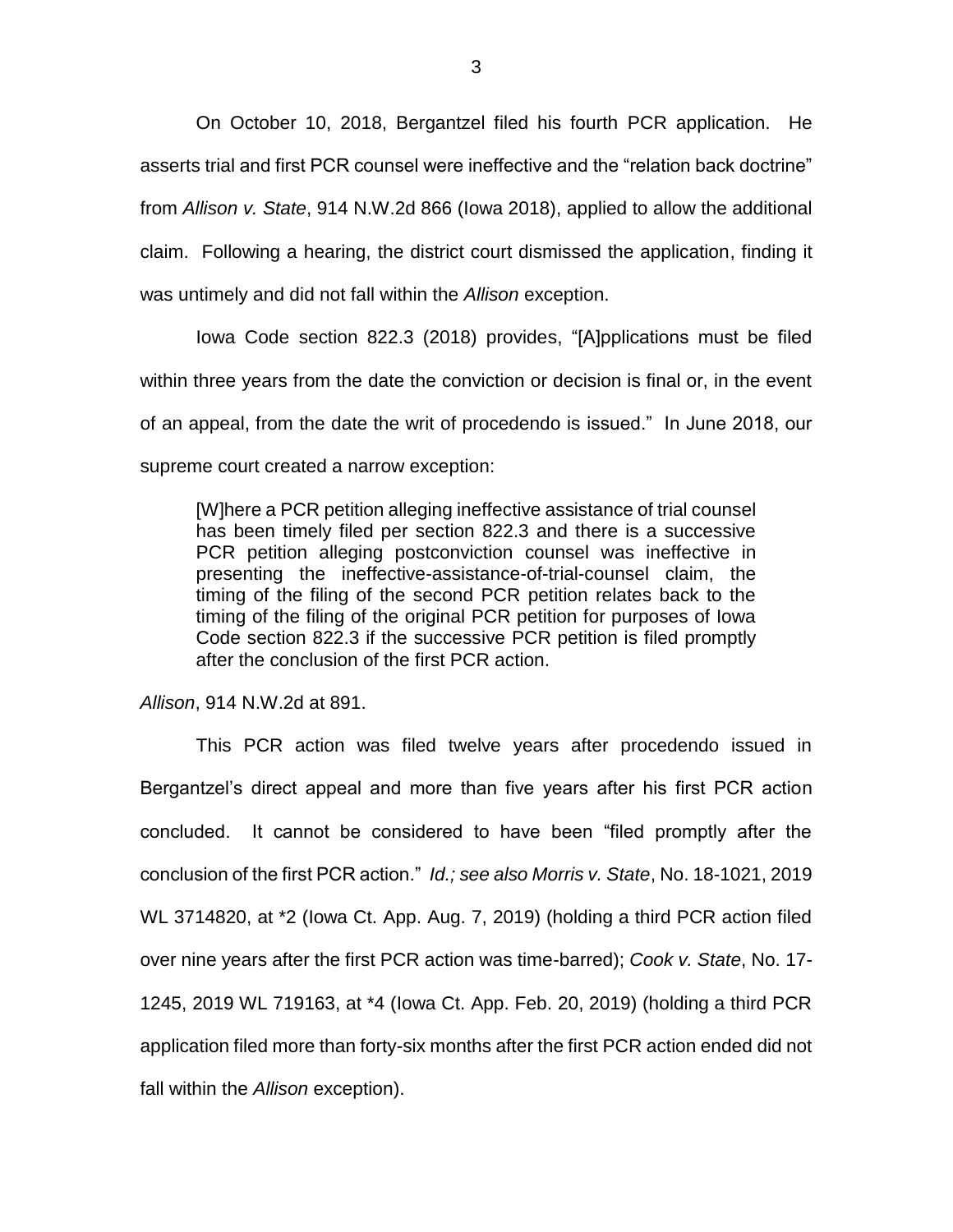On October 10, 2018, Bergantzel filed his fourth PCR application. He asserts trial and first PCR counsel were ineffective and the "relation back doctrine" from *Allison v. State*, 914 N.W.2d 866 (Iowa 2018), applied to allow the additional claim. Following a hearing, the district court dismissed the application, finding it was untimely and did not fall within the *Allison* exception.

Iowa Code section 822.3 (2018) provides, "[A]pplications must be filed within three years from the date the conviction or decision is final or, in the event of an appeal, from the date the writ of procedendo is issued." In June 2018, our supreme court created a narrow exception:

> [W]here a PCR petition alleging ineffective assistance of trial counsel has been timely filed per section 822.3 and there is a successive PCR petition alleging postconviction counsel was ineffective in presenting the ineffective-assistance-of-trial-counsel claim, the timing of the filing of the second PCR petition relates back to the timing of the filing of the original PCR petition for purposes of Iowa Code section 822.3 if the successive PCR petition is filed promptly after the conclusion of the first PCR action.

*Allison*, 914 N.W.2d at 891.

This PCR action was filed twelve years after procedendo issued in Bergantzel's direct appeal and more than five years after his first PCR action concluded. It cannot be considered to have been "filed promptly after the conclusion of the first PCR action." *Id.; see also Morris v. State*, No. 18-1021, 2019 WL 3714820, at *2 (Iowa Ct. App. Aug. 7, 2019) (holding a third PCR action filed over nine years after the first PCR action was time-barred); *Cook v. State*, No. 17-1245, 2019 WL 719163, at *4 (Iowa Ct. App. Feb. 20, 2019) (holding a third PCR application filed more than forty-six months after the first PCR action ended did not fall within the *Allison* exception).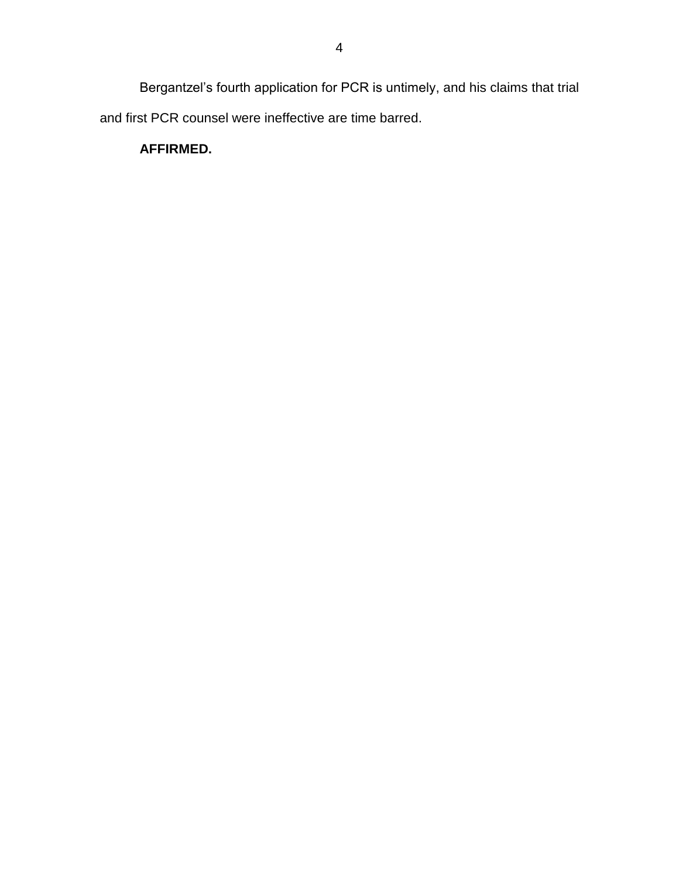Bergantzel's fourth application for PCR is untimely, and his claims that trial and first PCR counsel were ineffective are time barred.

**AFFIRMED.**